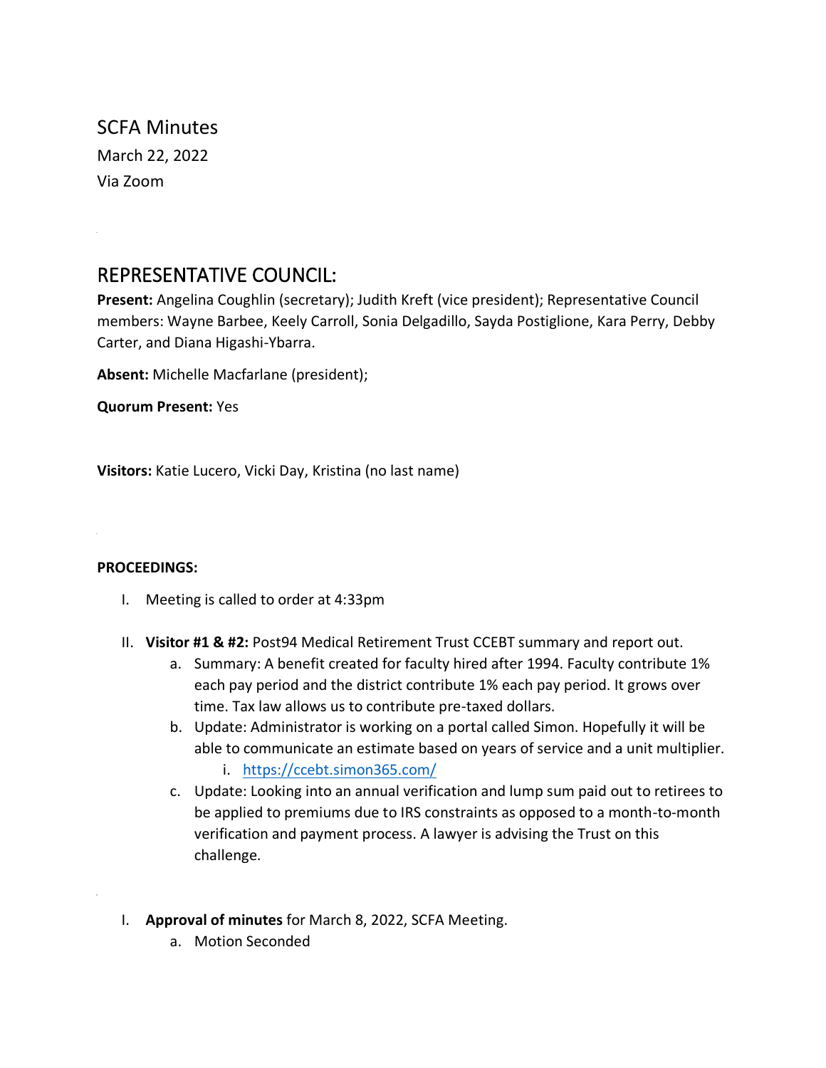SCFA Minutes

March 22, 2022

Via Zoom

## REPRESENTATIVE COUNCIL:

**Present:** Angelina Coughlin (secretary); Judith Kreft (vice president); Representative Council members: Wayne Barbee, Keely Carroll, Sonia Delgadillo, Sayda Postiglione, Kara Perry, Debby Carter, and Diana Higashi-Ybarra.

**Absent:** Michelle Macfarlane (president);

**Quorum Present:** Yes

**Visitors:** Katie Lucero, Vicki Day, Kristina (no last name)

**PROCEEDINGS:**

I. Meeting is called to order at 4:33pm

II. **Visitor #1 & #2:** Post94 Medical Retirement Trust CCEBT summary and report out.
   a. Summary: A benefit created for faculty hired after 1994. Faculty contribute 1% each pay period and the district contribute 1% each pay period. It grows over time. Tax law allows us to contribute pre-taxed dollars.
   b. Update: Administrator is working on a portal called Simon. Hopefully it will be able to communicate an estimate based on years of service and a unit multiplier.
      i. https://ccebt.simon365.com/
   c. Update: Looking into an annual verification and lump sum paid out to retirees to be applied to premiums due to IRS constraints as opposed to a month-to-month verification and payment process. A lawyer is advising the Trust on this challenge.

I. **Approval of minutes** for March 8, 2022, SCFA Meeting.
   a. Motion Seconded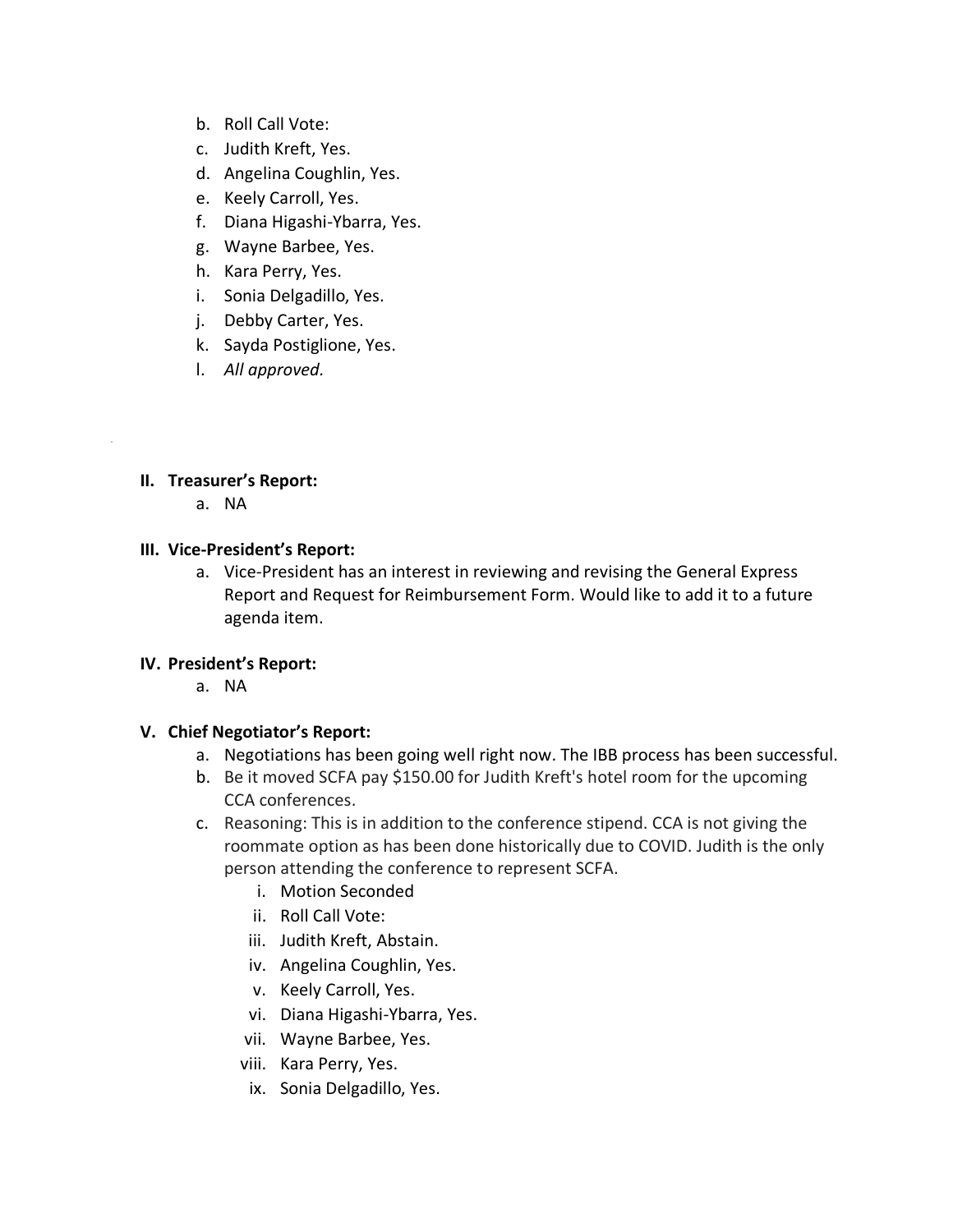b. Roll Call Vote:
c. Judith Kreft, Yes.
d. Angelina Coughlin, Yes.
e. Keely Carroll, Yes.
f. Diana Higashi-Ybarra, Yes.
g. Wayne Barbee, Yes.
h. Kara Perry, Yes.
i. Sonia Delgadillo, Yes.
j. Debby Carter, Yes.
k. Sayda Postiglione, Yes.
l. *All approved.*

**II. Treasurer's Report:**

a. NA

**III. Vice-President's Report:**

a. Vice-President has an interest in reviewing and revising the General Express Report and Request for Reimbursement Form. Would like to add it to a future agenda item.

**IV. President's Report:**

a. NA

**V. Chief Negotiator's Report:**

a. Negotiations has been going well right now. The IBB process has been successful.

b. Be it moved SCFA pay $150.00 for Judith Kreft's hotel room for the upcoming CCA conferences.

c. Reasoning: This is in addition to the conference stipend. CCA is not giving the roommate option as has been done historically due to COVID. Judith is the only person attending the conference to represent SCFA.

   i. Motion Seconded
   ii. Roll Call Vote:
   iii. Judith Kreft, Abstain.
   iv. Angelina Coughlin, Yes.
   v. Keely Carroll, Yes.
   vi. Diana Higashi-Ybarra, Yes.
   vii. Wayne Barbee, Yes.
   viii. Kara Perry, Yes.
   ix. Sonia Delgadillo, Yes.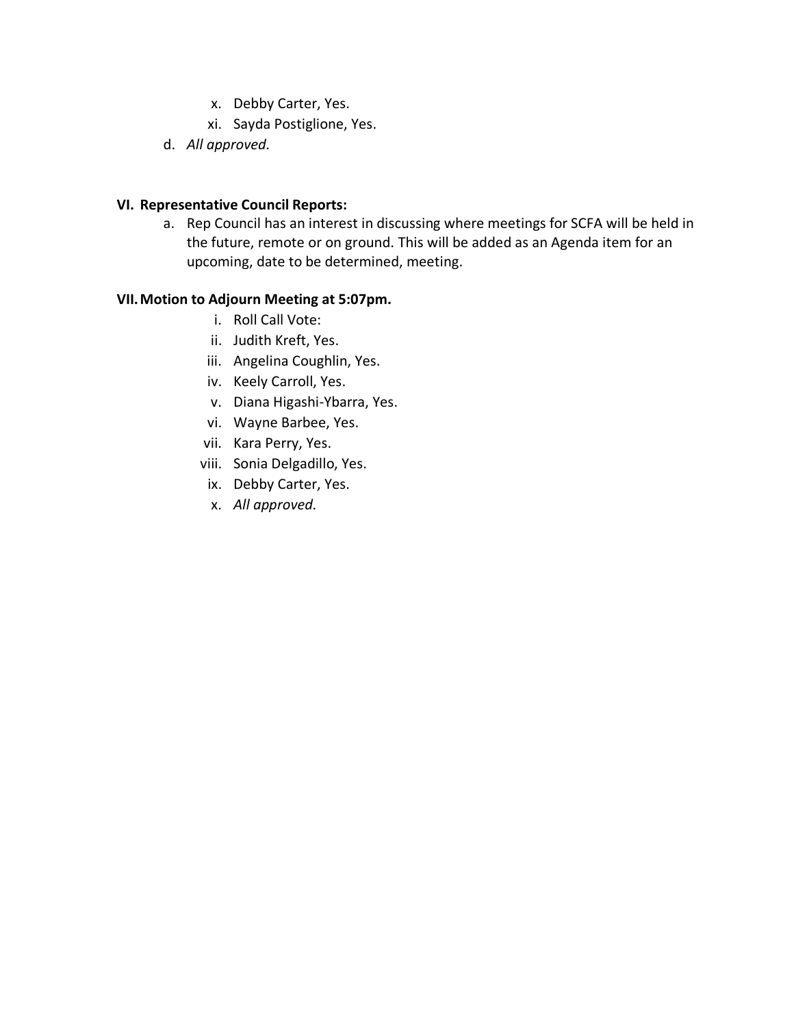x. Debby Carter, Yes.
   xi. Sayda Postiglione, Yes.
d. *All approved.*

**VI. Representative Council Reports:**

a. Rep Council has an interest in discussing where meetings for SCFA will be held in the future, remote or on ground. This will be added as an Agenda item for an upcoming, date to be determined, meeting.

**VII. Motion to Adjourn Meeting at 5:07pm.**

   i. Roll Call Vote:
   ii. Judith Kreft, Yes.
   iii. Angelina Coughlin, Yes.
   iv. Keely Carroll, Yes.
   v. Diana Higashi-Ybarra, Yes.
   vi. Wayne Barbee, Yes.
   vii. Kara Perry, Yes.
   viii. Sonia Delgadillo, Yes.
   ix. Debby Carter, Yes.
   x. *All approved.*